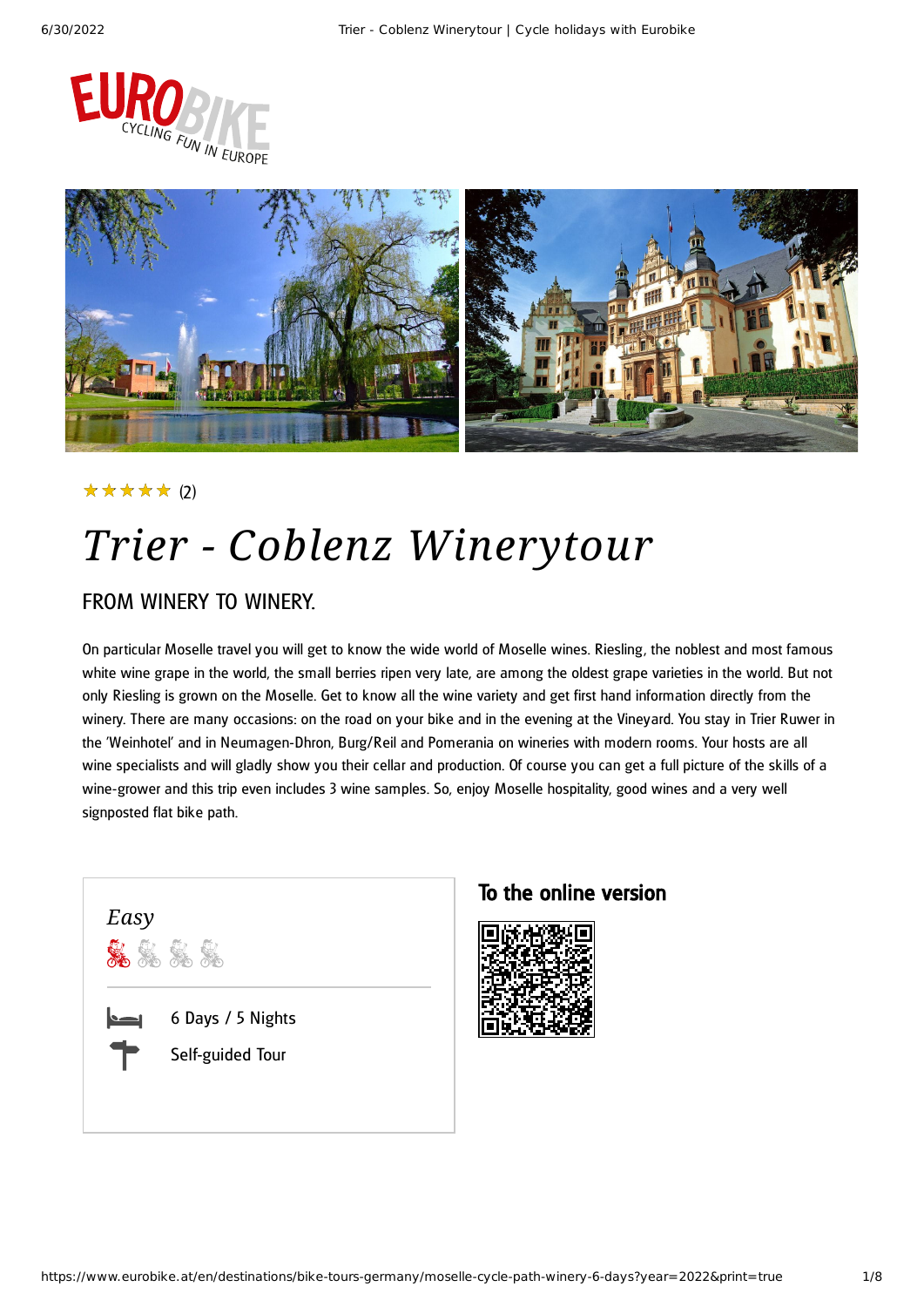★★★★★ (2)

# *Trier - Coblenz Winerytour*

## FROM WINERY TO WINERY.

On particular Moselle travel you will get to know the wide world of Moselle wines. Riesling, the noblest and most famous white wine grape in the world, the small berries ripen very late, are among the oldest grape varieties in the world. But not only Riesling is grown on the Moselle. Get to know all the wine variety and get first hand information directly from the winery. There are many occasions: on the road on your bike and in the evening at the Vineyard. You stay in Trier Ruwer in the 'Weinhotel' and in Neumagen-Dhron, Burg/Reil and Pomerania on wineries with modern rooms. Your hosts are all wine specialists and will gladly show you their cellar and production. Of course you can get a full picture of the skills of a wine-grower and this trip even includes 3 wine samples. So, enjoy Moselle hospitality, good wines and a very well signposted flat bike path.

*Easy*

6 Days / 5 Nights

Self-guided Tour

### To the online version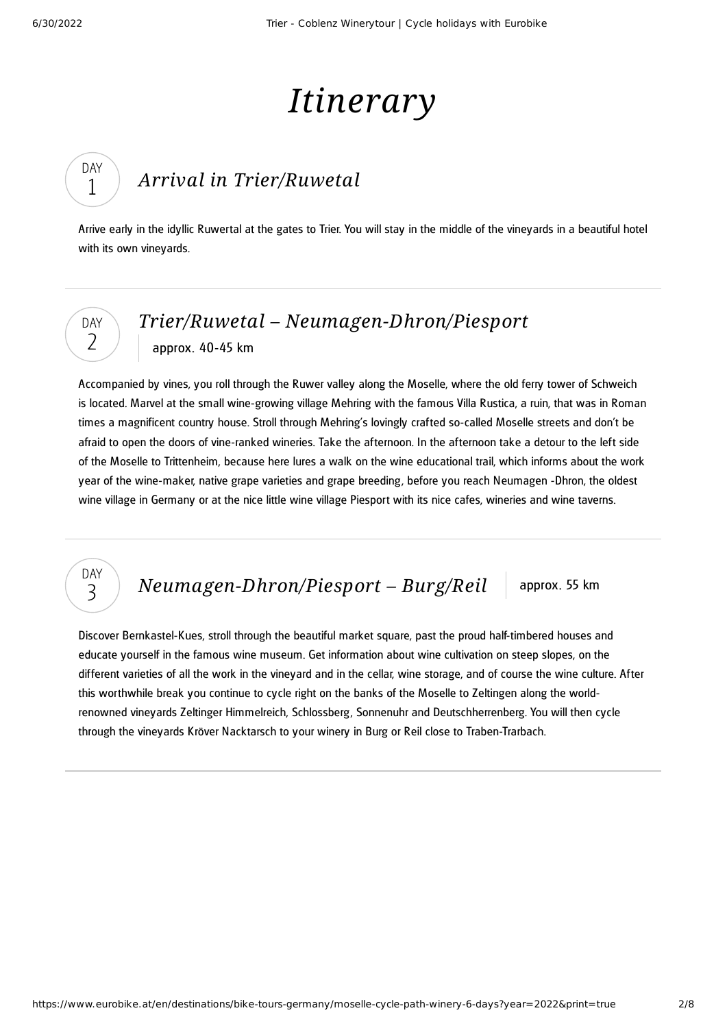# *Itinerary*

## DAY 1 — *Arrival in Trier/Ruwetal*

Arrive early in the idyllic Ruwertal at the gates to Trier. You will stay in the middle of the vineyards in a beautiful hotel with its own vineyards.

## DAY 2 — *Trier/Ruwetal – Neumagen-Dhron/Piesport*

approx. 40-45 km

Accompanied by vines, you roll through the Ruwer valley along the Moselle, where the old ferry tower of Schweich is located. Marvel at the small wine-growing village Mehring with the famous Villa Rustica, a ruin, that was in Roman times a magnificent country house. Stroll through Mehring's lovingly crafted so-called Moselle streets and don't be afraid to open the doors of vine-ranked wineries. Take the afternoon. In the afternoon take a detour to the left side of the Moselle to Trittenheim, because here lures a walk on the wine educational trail, which informs about the work year of the wine-maker, native grape varieties and grape breeding, before you reach Neumagen -Dhron, the oldest wine village in Germany or at the nice little wine village Piesport with its nice cafes, wineries and wine taverns.

## DAY 3 — *Neumagen-Dhron/Piesport – Burg/Reil*

approx. 55 km

Discover Bernkastel-Kues, stroll through the beautiful market square, past the proud half-timbered houses and educate yourself in the famous wine museum. Get information about wine cultivation on steep slopes, on the different varieties of all the work in the vineyard and in the cellar, wine storage, and of course the wine culture. After this worthwhile break you continue to cycle right on the banks of the Moselle to Zeltingen along the world-renowned vineyards Zeltinger Himmelreich, Schlossberg, Sonnenuhr and Deutschherrenberg. You will then cycle through the vineyards Kröver Nacktarsch to your winery in Burg or Reil close to Traben-Trarbach.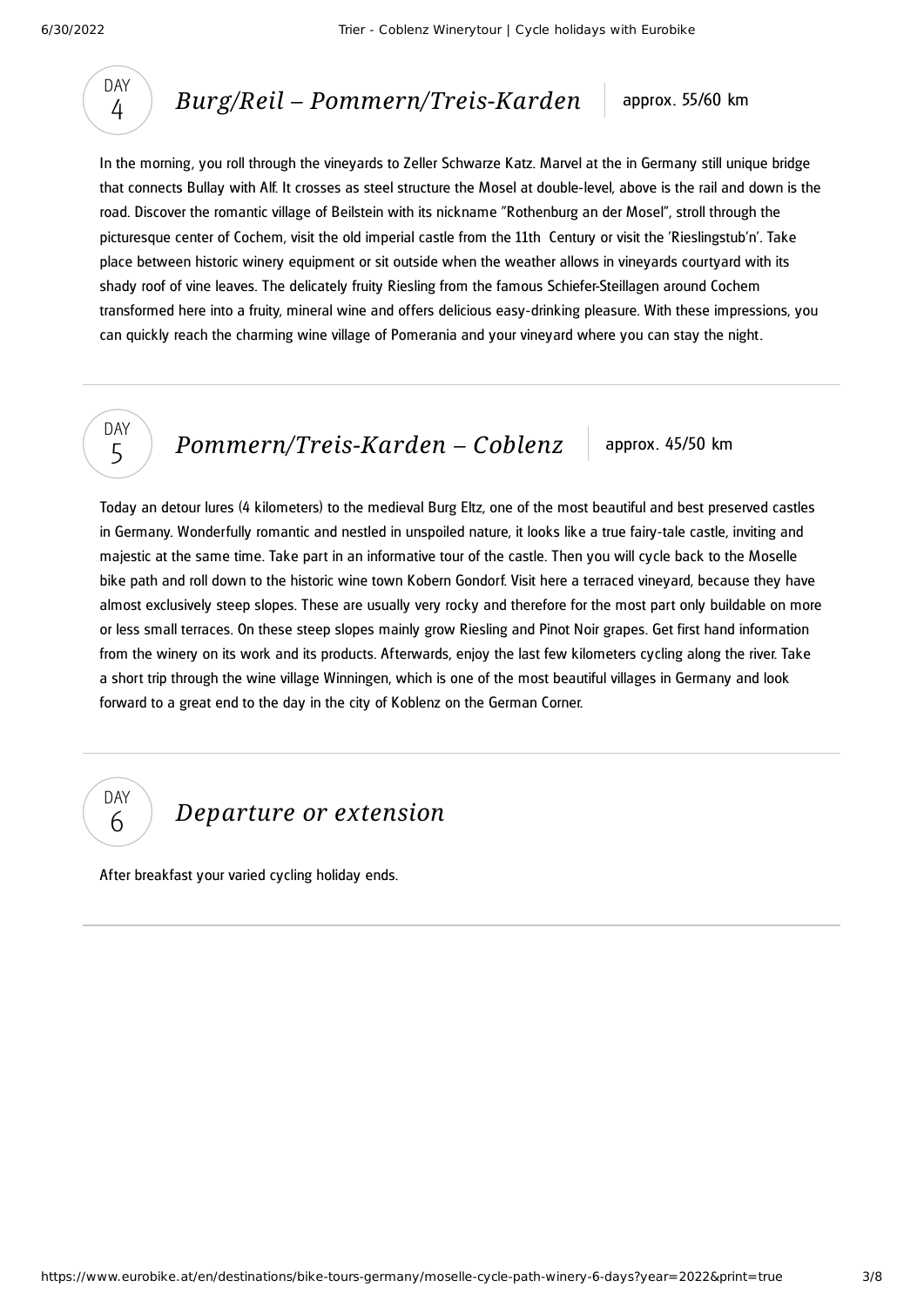## DAY 4 *Burg/Reil – Pommern/Treis-Karden*

approx. 55/60 km

In the morning, you roll through the vineyards to Zeller Schwarze Katz. Marvel at the in Germany still unique bridge that connects Bullay with Alf. It crosses as steel structure the Mosel at double-level, above is the rail and down is the road. Discover the romantic village of Beilstein with its nickname "Rothenburg an der Mosel", stroll through the picturesque center of Cochem, visit the old imperial castle from the 11th  Century or visit the 'Rieslingstub'n'. Take place between historic winery equipment or sit outside when the weather allows in vineyards courtyard with its shady roof of vine leaves. The delicately fruity Riesling from the famous Schiefer-Steillagen around Cochem transformed here into a fruity, mineral wine and offers delicious easy-drinking pleasure. With these impressions, you can quickly reach the charming wine village of Pomerania and your vineyard where you can stay the night.

## DAY 5 *Pommern/Treis-Karden – Coblenz*

approx. 45/50 km

Today an detour lures (4 kilometers) to the medieval Burg Eltz, one of the most beautiful and best preserved castles in Germany. Wonderfully romantic and nestled in unspoiled nature, it looks like a true fairy-tale castle, inviting and majestic at the same time. Take part in an informative tour of the castle. Then you will cycle back to the Moselle bike path and roll down to the historic wine town Kobern Gondorf. Visit here a terraced vineyard, because they have almost exclusively steep slopes. These are usually very rocky and therefore for the most part only buildable on more or less small terraces. On these steep slopes mainly grow Riesling and Pinot Noir grapes. Get first hand information from the winery on its work and its products. Afterwards, enjoy the last few kilometers cycling along the river. Take a short trip through the wine village Winningen, which is one of the most beautiful villages in Germany and look forward to a great end to the day in the city of Koblenz on the German Corner.

## DAY 6 *Departure or extension*

After breakfast your varied cycling holiday ends.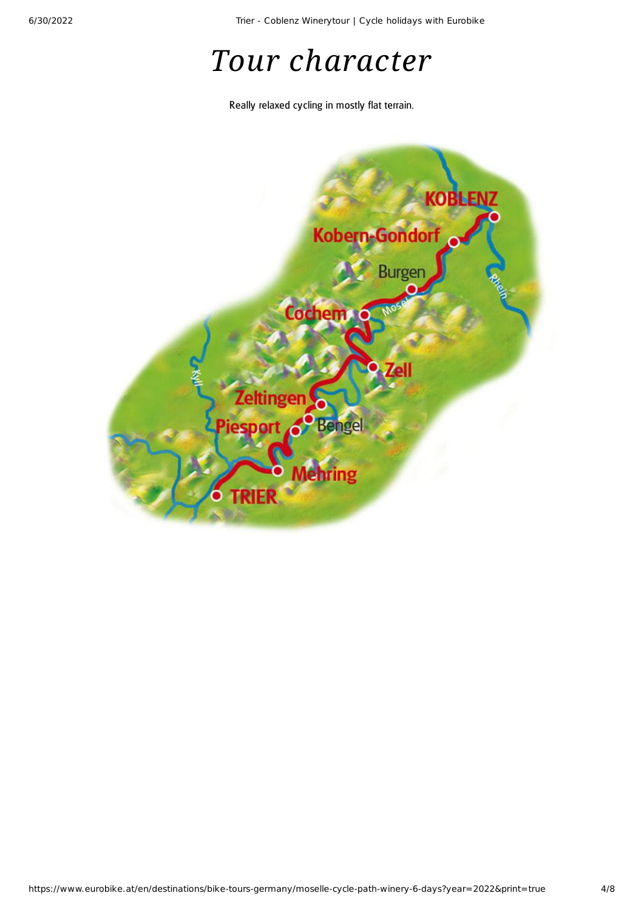# *Tour character*

Really relaxed cycling in mostly flat terrain.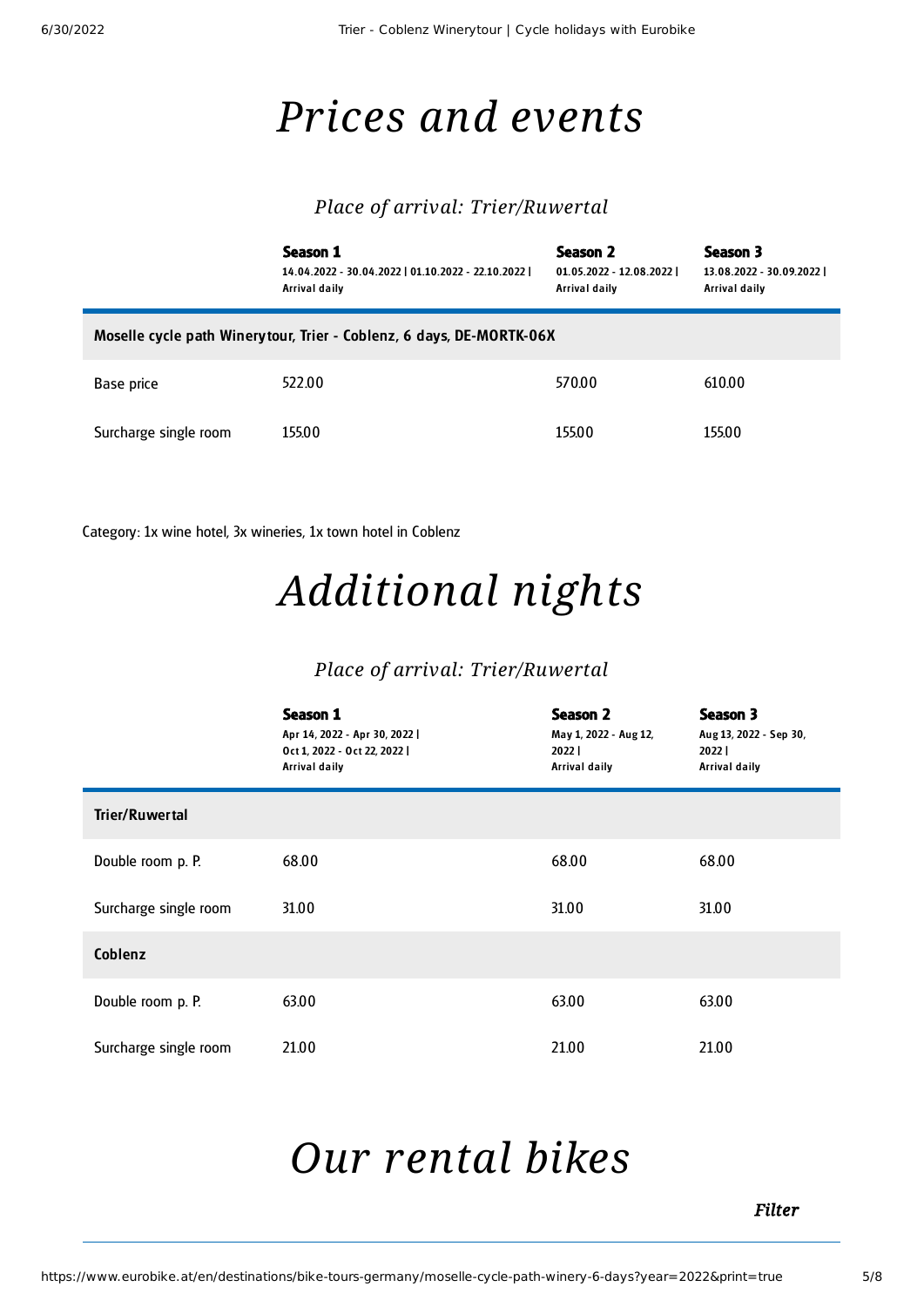# Prices and events

### Place of arrival: Trier/Ruwertal

| | Season 1<br>14.04.2022 - 30.04.2022 \| 01.10.2022 - 22.10.2022 \|<br>Arrival daily | Season 2<br>01.05.2022 - 12.08.2022 \|<br>Arrival daily | Season 3<br>13.08.2022 - 30.09.2022 \|<br>Arrival daily |
|---|---|---|---|
| **Moselle cycle path Winerytour, Trier - Coblenz, 6 days, DE-MORTK-06X** | | | |
| Base price | 522.00 | 570.00 | 610.00 |
| Surcharge single room | 155.00 | 155.00 | 155.00 |

Category: 1x wine hotel, 3x wineries, 1x town hotel in Coblenz

# Additional nights

### Place of arrival: Trier/Ruwertal

| | Season 1<br>Apr 14, 2022 - Apr 30, 2022 \|<br>Oct 1, 2022 - Oct 22, 2022 \|<br>Arrival daily | Season 2<br>May 1, 2022 - Aug 12, 2022 \|<br>Arrival daily | Season 3<br>Aug 13, 2022 - Sep 30, 2022 \|<br>Arrival daily |
|---|---|---|---|
| **Trier/Ruwertal** | | | |
| Double room p. P. | 68.00 | 68.00 | 68.00 |
| Surcharge single room | 31.00 | 31.00 | 31.00 |
| **Coblenz** | | | |
| Double room p. P. | 63.00 | 63.00 | 63.00 |
| Surcharge single room | 21.00 | 21.00 | 21.00 |

# Our rental bikes

*Filter*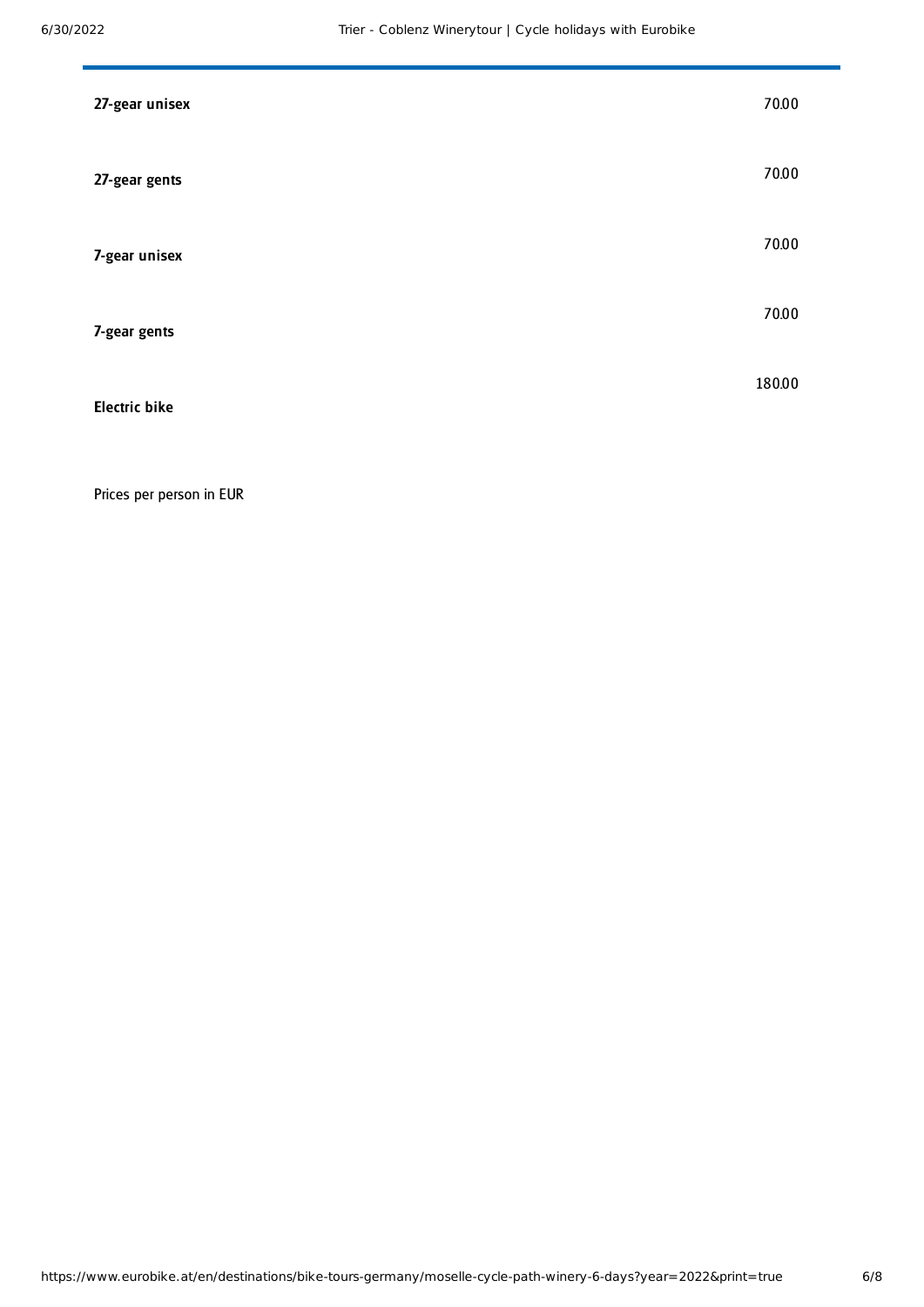| | |
|---|---|
| **27-gear unisex** | 70.00 |
| **27-gear gents** | 70.00 |
| **7-gear unisex** | 70.00 |
| **7-gear gents** | 70.00 |
| **Electric bike** | 180.00 |

Prices per person in EUR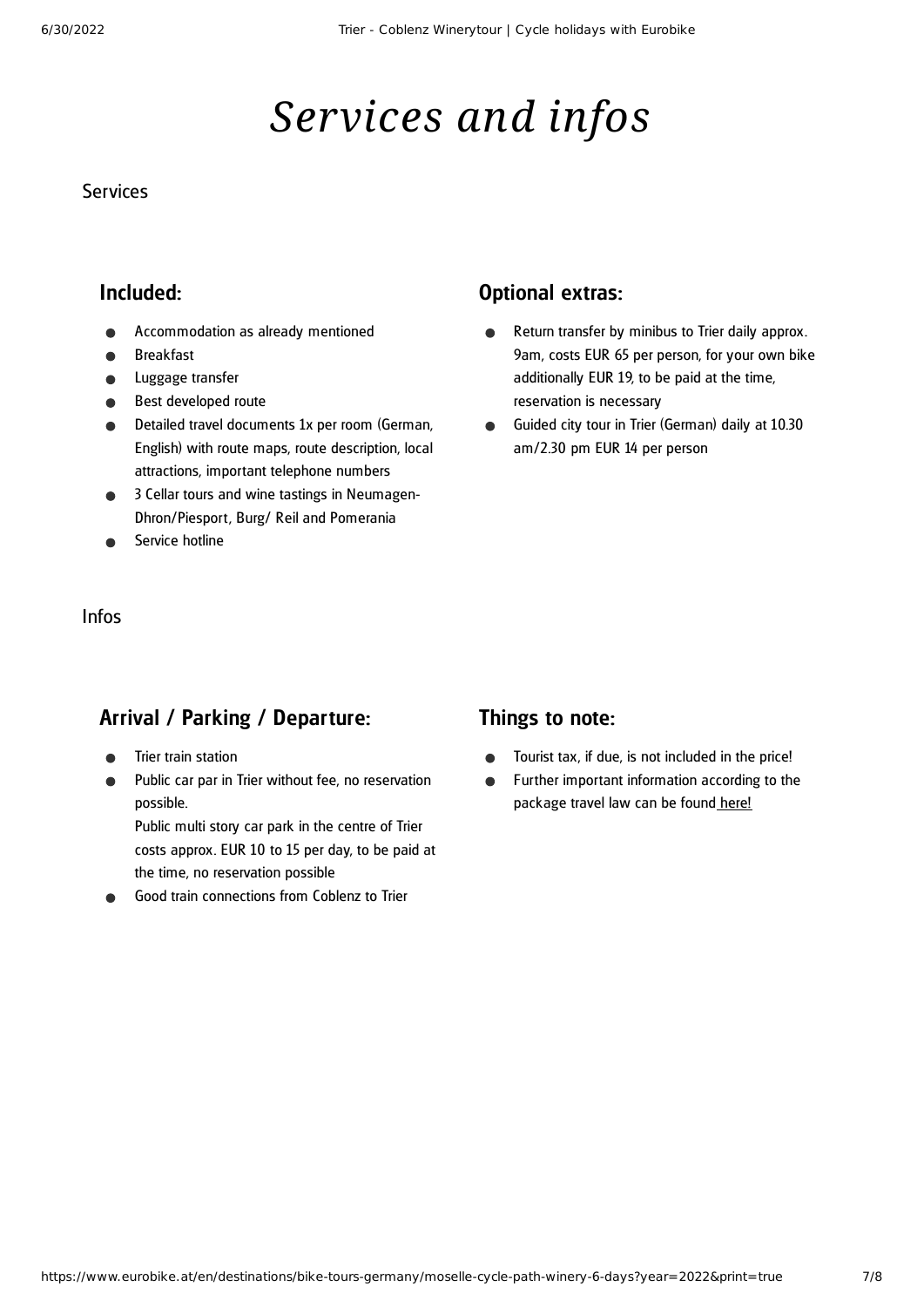# Services and infos

Services

## Included:

- Accommodation as already mentioned
- Breakfast
- Luggage transfer
- Best developed route
- Detailed travel documents 1x per room (German, English) with route maps, route description, local attractions, important telephone numbers
- 3 Cellar tours and wine tastings in Neumagen-Dhron/Piesport, Burg/ Reil and Pomerania
- Service hotline

## Optional extras:

- Return transfer by minibus to Trier daily approx. 9am, costs EUR 65 per person, for your own bike additionally EUR 19, to be paid at the time, reservation is necessary
- Guided city tour in Trier (German) daily at 10.30 am/2.30 pm EUR 14 per person

Infos

## Arrival / Parking / Departure:

- Trier train station
- Public car par in Trier without fee, no reservation possible.
  Public multi story car park in the centre of Trier costs approx. EUR 10 to 15 per day, to be paid at the time, no reservation possible
- Good train connections from Coblenz to Trier

## Things to note:

- Tourist tax, if due, is not included in the price!
- Further important information according to the package travel law can be found here!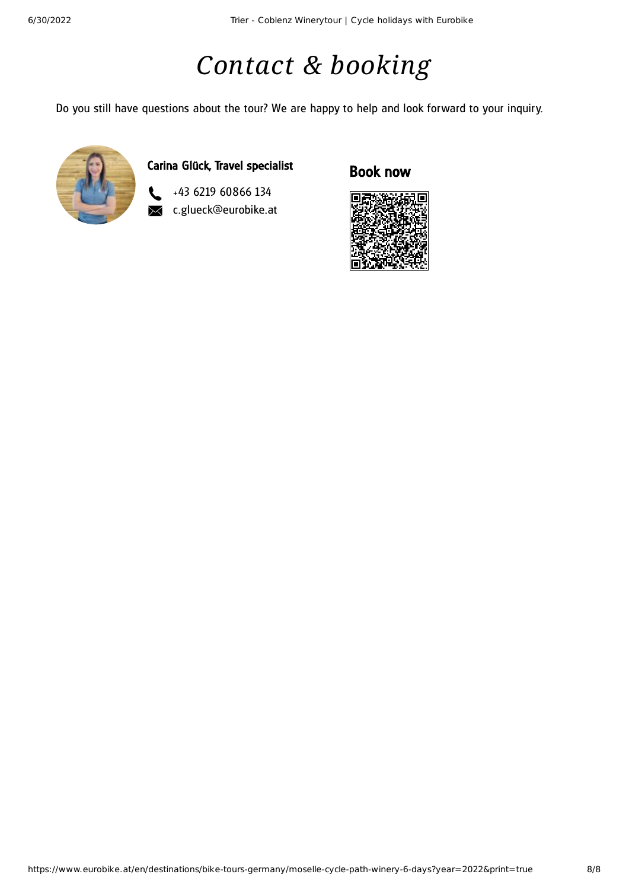# *Contact & booking*

Do you still have questions about the tour? We are happy to help and look forward to your inquiry.

**Carina Glück, Travel specialist**

+43 6219 60866 134

c.glueck@eurobike.at

**Book now**